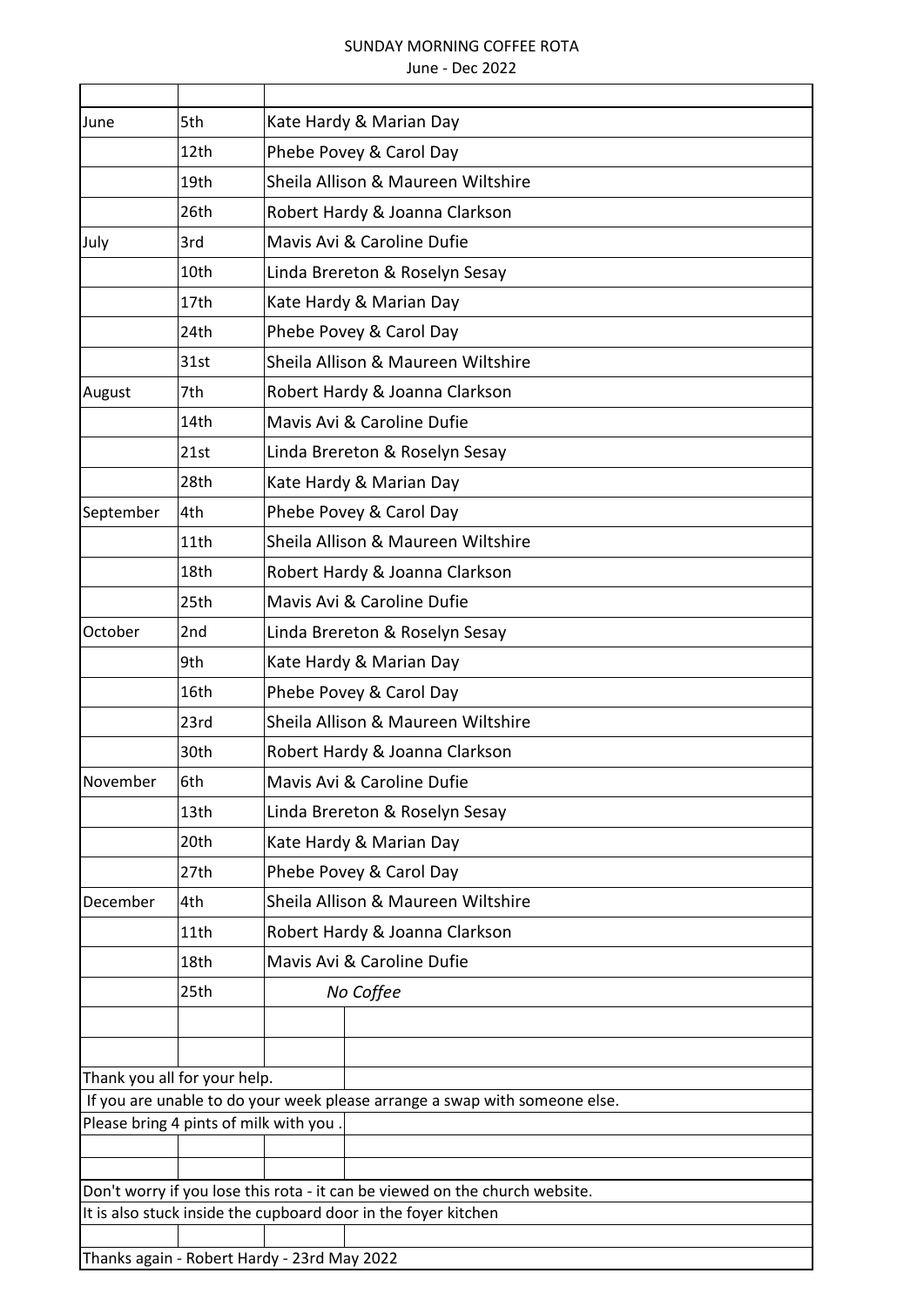# SUNDAY MORNING COFFEE ROTA

June - Dec 2022

| Month | Date | Names |
|---|---|---|
| June | 5th | Kate Hardy & Marian Day |
| | 12th | Phebe Povey & Carol Day |
| | 19th | Sheila Allison & Maureen Wiltshire |
| | 26th | Robert Hardy & Joanna Clarkson |
| July | 3rd | Mavis Avi & Caroline Dufie |
| | 10th | Linda Brereton & Roselyn Sesay |
| | 17th | Kate Hardy & Marian Day |
| | 24th | Phebe Povey & Carol Day |
| | 31st | Sheila Allison & Maureen Wiltshire |
| August | 7th | Robert Hardy & Joanna Clarkson |
| | 14th | Mavis Avi & Caroline Dufie |
| | 21st | Linda Brereton & Roselyn Sesay |
| | 28th | Kate Hardy & Marian Day |
| September | 4th | Phebe Povey & Carol Day |
| | 11th | Sheila Allison & Maureen Wiltshire |
| | 18th | Robert Hardy & Joanna Clarkson |
| | 25th | Mavis Avi & Caroline Dufie |
| October | 2nd | Linda Brereton & Roselyn Sesay |
| | 9th | Kate Hardy & Marian Day |
| | 16th | Phebe Povey & Carol Day |
| | 23rd | Sheila Allison & Maureen Wiltshire |
| | 30th | Robert Hardy & Joanna Clarkson |
| November | 6th | Mavis Avi & Caroline Dufie |
| | 13th | Linda Brereton & Roselyn Sesay |
| | 20th | Kate Hardy & Marian Day |
| | 27th | Phebe Povey & Carol Day |
| December | 4th | Sheila Allison & Maureen Wiltshire |
| | 11th | Robert Hardy & Joanna Clarkson |
| | 18th | Mavis Avi & Caroline Dufie |
| | 25th | *No Coffee* |

Thank you all for your help.

If you are unable to do your week please arrange a swap with someone else.

Please bring 4 pints of milk with you .

Don't worry if you lose this rota - it can be viewed on the church website.

It is also stuck inside the cupboard door in the foyer kitchen

Thanks again - Robert Hardy - 23rd May 2022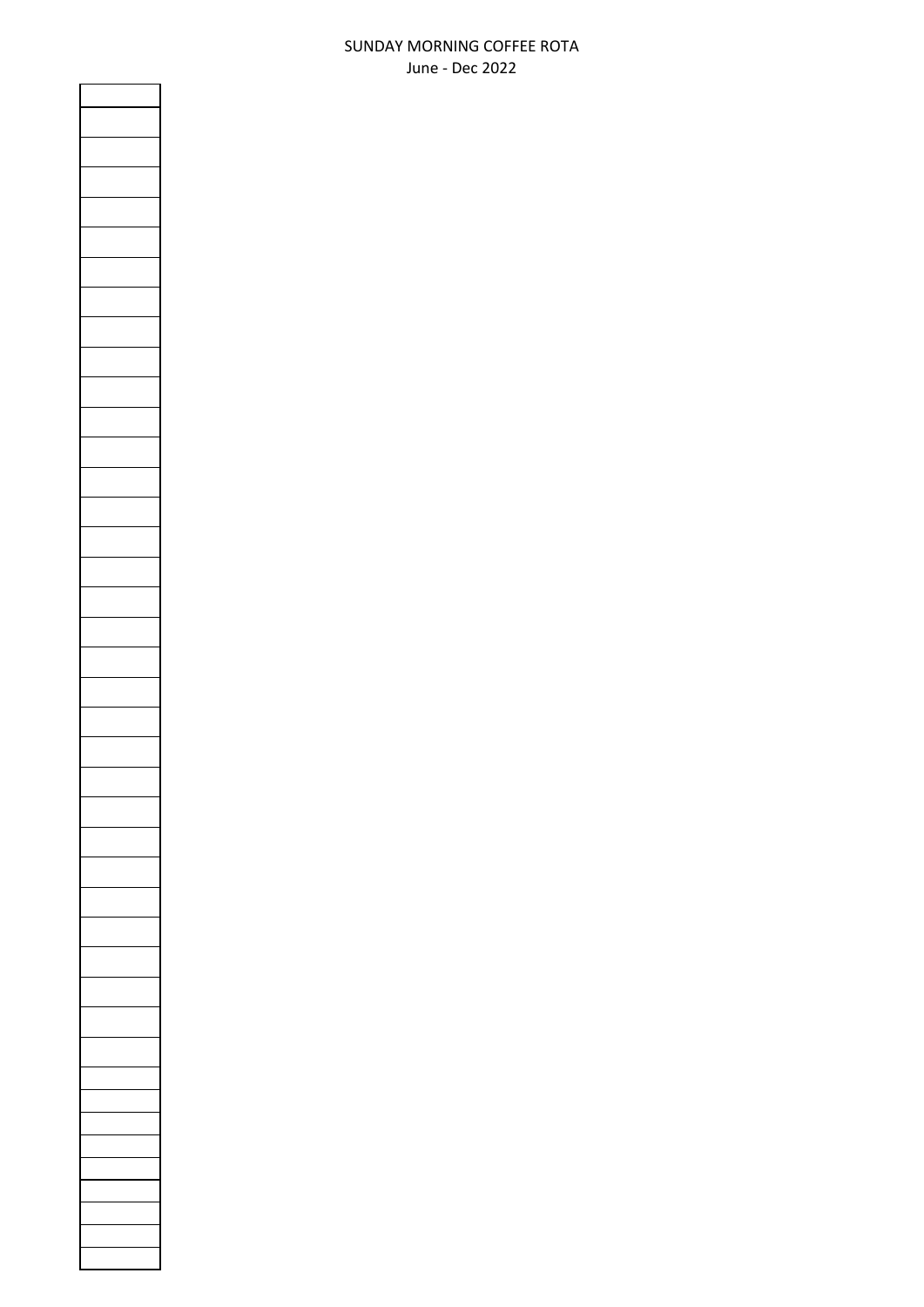SUNDAY MORNING COFFEE ROTA

June - Dec 2022

| |
|---|
| |
| |
| |
| |
| |
| |
| |
| |
| |
| |
| |
| |
| |
| |
| |
| |
| |
| |
| |
| |
| |
| |
| |
| |
| |
| |
| |
| |
| |
| |
| |
| |
| |
| |
| |
| |
| |
| |
| |
| |
| |